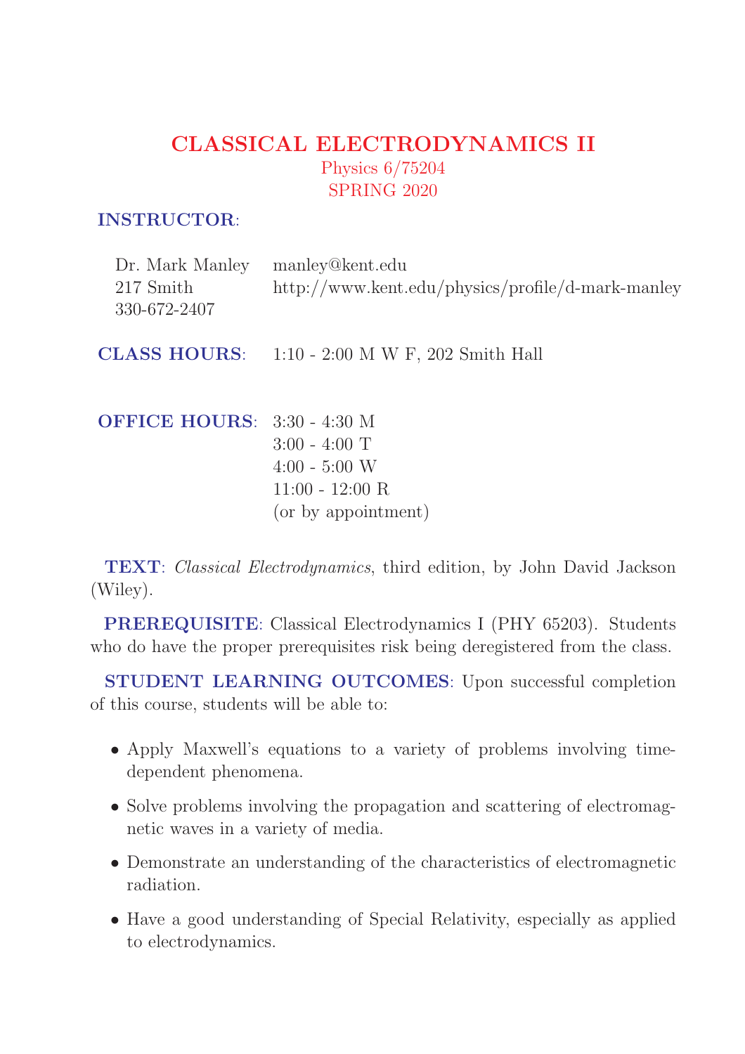# CLASSICAL ELECTRODYNAMICS II

Physics 6/75204

SPRING 2020

**INSTRUCTOR**:

Dr. Mark Manley
217 Smith
330-672-2407

manley@kent.edu
http://www.kent.edu/physics/profile/d-mark-manley

**CLASS HOURS**: 1:10 - 2:00 M W F, 202 Smith Hall

**OFFICE HOURS**:
3:30 - 4:30 M
3:00 - 4:00 T
4:00 - 5:00 W
11:00 - 12:00 R
(or by appointment)

**TEXT**: *Classical Electrodynamics*, third edition, by John David Jackson (Wiley).

**PREREQUISITE**: Classical Electrodynamics I (PHY 65203). Students who do have the proper prerequisites risk being deregistered from the class.

**STUDENT LEARNING OUTCOMES**: Upon successful completion of this course, students will be able to:

- Apply Maxwell's equations to a variety of problems involving time-dependent phenomena.
- Solve problems involving the propagation and scattering of electromagnetic waves in a variety of media.
- Demonstrate an understanding of the characteristics of electromagnetic radiation.
- Have a good understanding of Special Relativity, especially as applied to electrodynamics.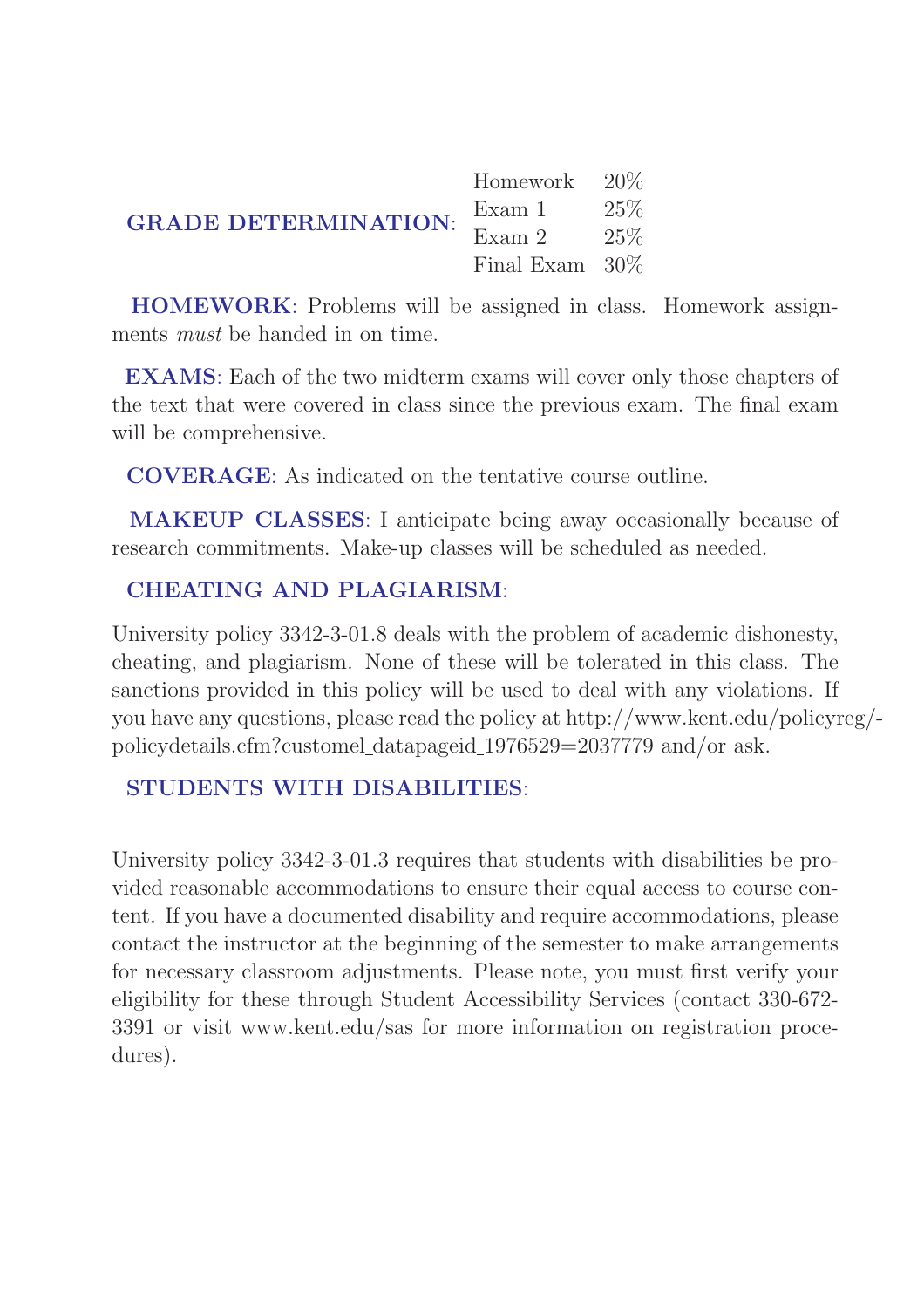**GRADE DETERMINATION**:

| | |
|---|---|
| Homework | 20% |
| Exam 1 | 25% |
| Exam 2 | 25% |
| Final Exam | 30% |

**HOMEWORK**: Problems will be assigned in class. Homework assignments *must* be handed in on time.

**EXAMS**: Each of the two midterm exams will cover only those chapters of the text that were covered in class since the previous exam. The final exam will be comprehensive.

**COVERAGE**: As indicated on the tentative course outline.

**MAKEUP CLASSES**: I anticipate being away occasionally because of research commitments. Make-up classes will be scheduled as needed.

**CHEATING AND PLAGIARISM**:

University policy 3342-3-01.8 deals with the problem of academic dishonesty, cheating, and plagiarism. None of these will be tolerated in this class. The sanctions provided in this policy will be used to deal with any violations. If you have any questions, please read the policy at http://www.kent.edu/policyreg/policydetails.cfm?customel_datapageid_1976529=2037779 and/or ask.

**STUDENTS WITH DISABILITIES**:

University policy 3342-3-01.3 requires that students with disabilities be provided reasonable accommodations to ensure their equal access to course content. If you have a documented disability and require accommodations, please contact the instructor at the beginning of the semester to make arrangements for necessary classroom adjustments. Please note, you must first verify your eligibility for these through Student Accessibility Services (contact 330-672-3391 or visit www.kent.edu/sas for more information on registration procedures).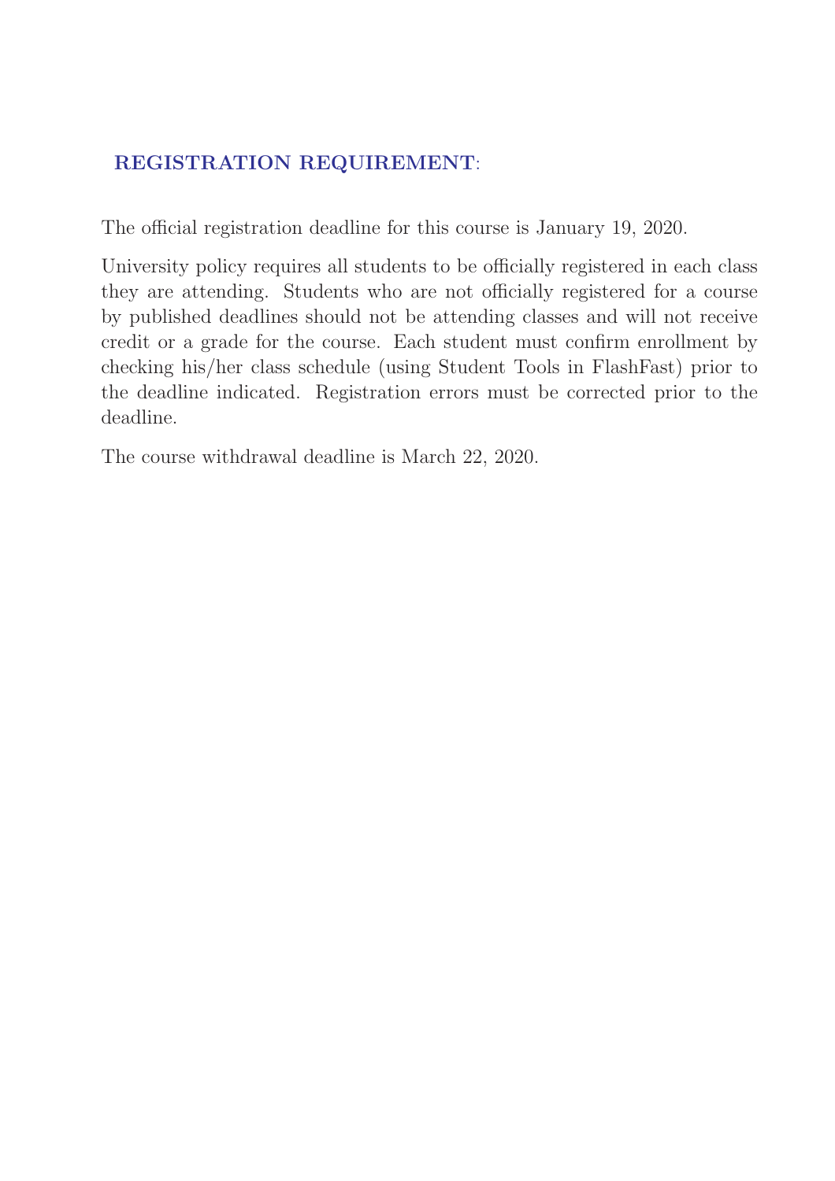## REGISTRATION REQUIREMENT:

The official registration deadline for this course is January 19, 2020.

University policy requires all students to be officially registered in each class they are attending. Students who are not officially registered for a course by published deadlines should not be attending classes and will not receive credit or a grade for the course. Each student must confirm enrollment by checking his/her class schedule (using Student Tools in FlashFast) prior to the deadline indicated. Registration errors must be corrected prior to the deadline.

The course withdrawal deadline is March 22, 2020.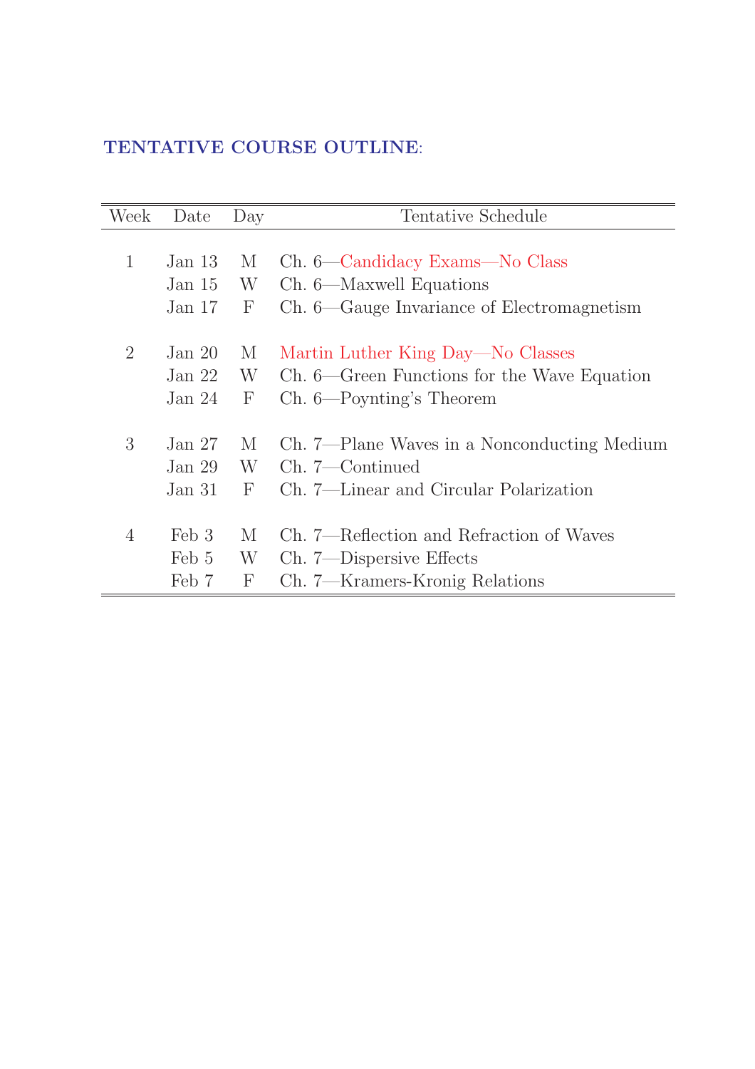**TENTATIVE COURSE OUTLINE**:

| Week | Date | Day | Tentative Schedule |
|---|---|---|---|
| 1 | Jan 13 | M | Ch. 6—Candidacy Exams—No Class |
| | Jan 15 | W | Ch. 6—Maxwell Equations |
| | Jan 17 | F | Ch. 6—Gauge Invariance of Electromagnetism |
| 2 | Jan 20 | M | Martin Luther King Day—No Classes |
| | Jan 22 | W | Ch. 6—Green Functions for the Wave Equation |
| | Jan 24 | F | Ch. 6—Poynting's Theorem |
| 3 | Jan 27 | M | Ch. 7—Plane Waves in a Nonconducting Medium |
| | Jan 29 | W | Ch. 7—Continued |
| | Jan 31 | F | Ch. 7—Linear and Circular Polarization |
| 4 | Feb 3 | M | Ch. 7—Reflection and Refraction of Waves |
| | Feb 5 | W | Ch. 7—Dispersive Effects |
| | Feb 7 | F | Ch. 7—Kramers-Kronig Relations |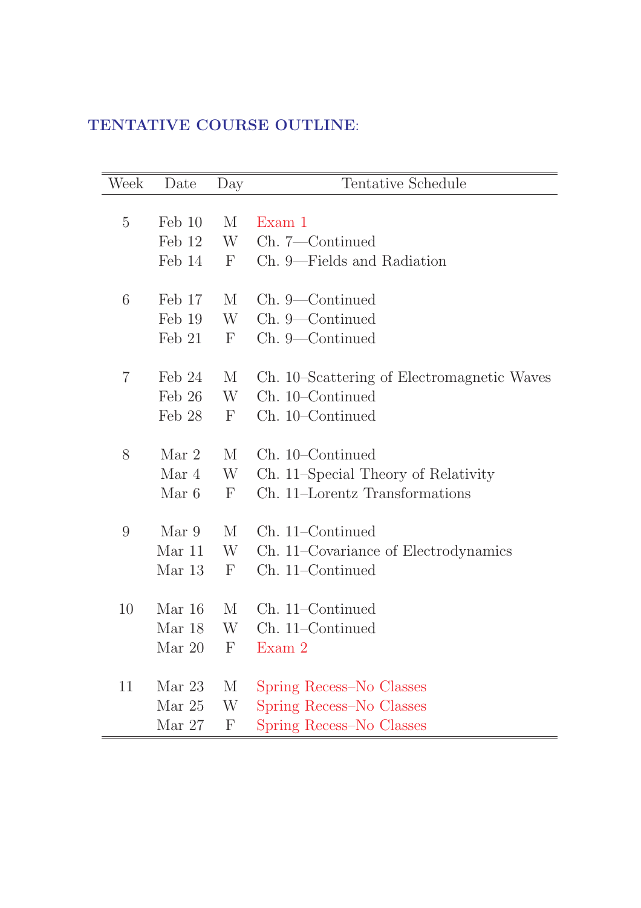**TENTATIVE COURSE OUTLINE**:

| Week | Date | Day | Tentative Schedule |
|---|---|---|---|
| 5 | Feb 10 | M | Exam 1 |
| | Feb 12 | W | Ch. 7—Continued |
| | Feb 14 | F | Ch. 9—Fields and Radiation |
| 6 | Feb 17 | M | Ch. 9—Continued |
| | Feb 19 | W | Ch. 9—Continued |
| | Feb 21 | F | Ch. 9—Continued |
| 7 | Feb 24 | M | Ch. 10–Scattering of Electromagnetic Waves |
| | Feb 26 | W | Ch. 10–Continued |
| | Feb 28 | F | Ch. 10–Continued |
| 8 | Mar 2 | M | Ch. 10–Continued |
| | Mar 4 | W | Ch. 11–Special Theory of Relativity |
| | Mar 6 | F | Ch. 11–Lorentz Transformations |
| 9 | Mar 9 | M | Ch. 11–Continued |
| | Mar 11 | W | Ch. 11–Covariance of Electrodynamics |
| | Mar 13 | F | Ch. 11–Continued |
| 10 | Mar 16 | M | Ch. 11–Continued |
| | Mar 18 | W | Ch. 11–Continued |
| | Mar 20 | F | Exam 2 |
| 11 | Mar 23 | M | Spring Recess–No Classes |
| | Mar 25 | W | Spring Recess–No Classes |
| | Mar 27 | F | Spring Recess–No Classes |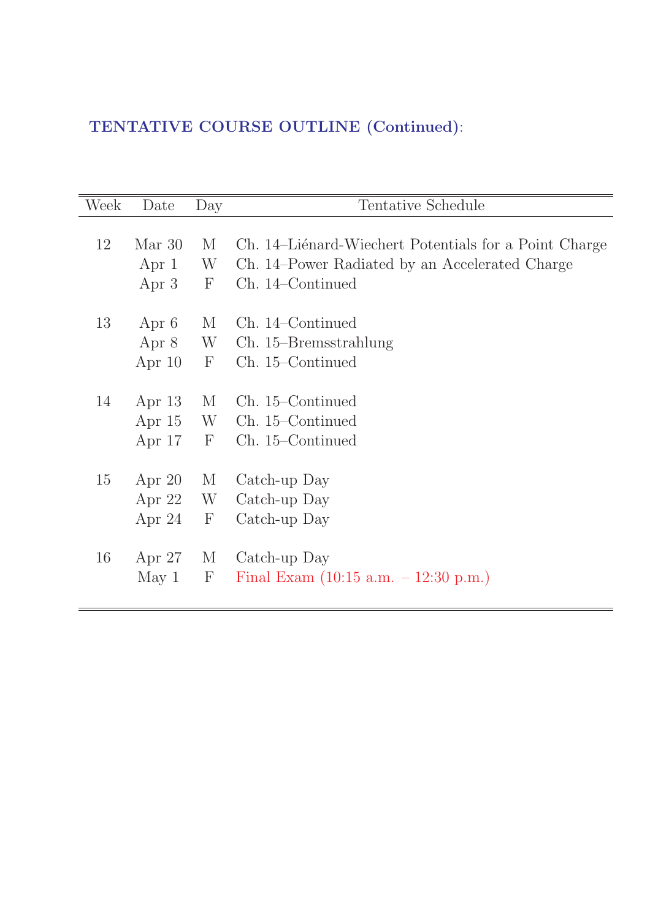**TENTATIVE COURSE OUTLINE (Continued)**:

| Week | Date | Day | Tentative Schedule |
|---|---|---|---|
| 12 | Mar 30 | M | Ch. 14–Liénard-Wiechert Potentials for a Point Charge |
| | Apr 1 | W | Ch. 14–Power Radiated by an Accelerated Charge |
| | Apr 3 | F | Ch. 14–Continued |
| 13 | Apr 6 | M | Ch. 14–Continued |
| | Apr 8 | W | Ch. 15–Bremsstrahlung |
| | Apr 10 | F | Ch. 15–Continued |
| 14 | Apr 13 | M | Ch. 15–Continued |
| | Apr 15 | W | Ch. 15–Continued |
| | Apr 17 | F | Ch. 15–Continued |
| 15 | Apr 20 | M | Catch-up Day |
| | Apr 22 | W | Catch-up Day |
| | Apr 24 | F | Catch-up Day |
| 16 | Apr 27 | M | Catch-up Day |
| | May 1 | F | Final Exam (10:15 a.m. – 12:30 p.m.) |